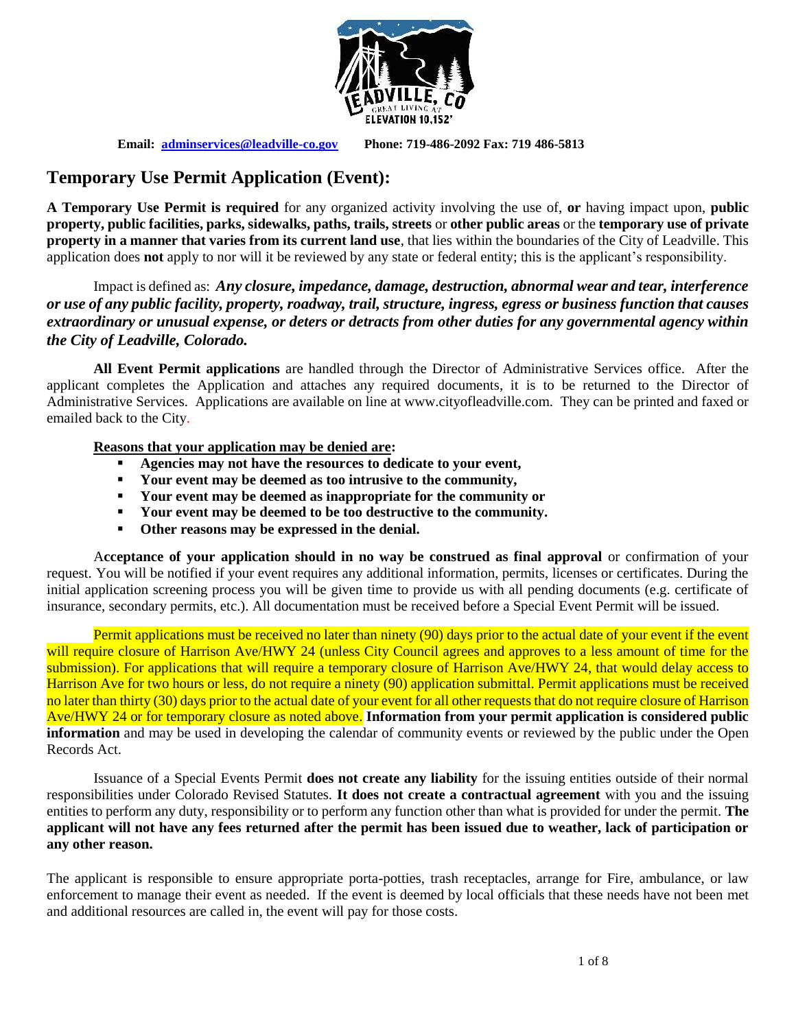**Email: [adminservices@leadville-co.gov](mailto:adminservices@leadville-co.gov)** **Phone: 719-486-2092 Fax: 719 486-5813**

# Temporary Use Permit Application (Event):

**A Temporary Use Permit is required** for any organized activity involving the use of, **or** having impact upon, **public property, public facilities, parks, sidewalks, paths, trails, streets** or **other public areas** or the **temporary use of private property in a manner that varies from its current land use**, that lies within the boundaries of the City of Leadville. This application does **not** apply to nor will it be reviewed by any state or federal entity; this is the applicant's responsibility.

Impact is defined as: ***Any closure, impedance, damage, destruction, abnormal wear and tear, interference or use of any public facility, property, roadway, trail, structure, ingress, egress or business function that causes extraordinary or unusual expense, or deters or detracts from other duties for any governmental agency within the City of Leadville, Colorado.***

**All Event Permit applications** are handled through the Director of Administrative Services office. After the applicant completes the Application and attaches any required documents, it is to be returned to the Director of Administrative Services. Applications are available on line at www.cityofleadville.com. They can be printed and faxed or emailed back to the City.

**Reasons that your application may be denied are:**

- **Agencies may not have the resources to dedicate to your event,**
- **Your event may be deemed as too intrusive to the community,**
- **Your event may be deemed as inappropriate for the community or**
- **Your event may be deemed to be too destructive to the community.**
- **Other reasons may be expressed in the denial.**

A**cceptance of your application should in no way be construed as final approval** or confirmation of your request. You will be notified if your event requires any additional information, permits, licenses or certificates. During the initial application screening process you will be given time to provide us with all pending documents (e.g. certificate of insurance, secondary permits, etc.). All documentation must be received before a Special Event Permit will be issued.

Permit applications must be received no later than ninety (90) days prior to the actual date of your event if the event will require closure of Harrison Ave/HWY 24 (unless City Council agrees and approves to a less amount of time for the submission). For applications that will require a temporary closure of Harrison Ave/HWY 24, that would delay access to Harrison Ave for two hours or less, do not require a ninety (90) application submittal. Permit applications must be received no later than thirty (30) days prior to the actual date of your event for all other requests that do not require closure of Harrison Ave/HWY 24 or for temporary closure as noted above. **Information from your permit application is considered public information** and may be used in developing the calendar of community events or reviewed by the public under the Open Records Act.

Issuance of a Special Events Permit **does not create any liability** for the issuing entities outside of their normal responsibilities under Colorado Revised Statutes. **It does not create a contractual agreement** with you and the issuing entities to perform any duty, responsibility or to perform any function other than what is provided for under the permit. **The applicant will not have any fees returned after the permit has been issued due to weather, lack of participation or any other reason.**

The applicant is responsible to ensure appropriate porta-potties, trash receptacles, arrange for Fire, ambulance, or law enforcement to manage their event as needed. If the event is deemed by local officials that these needs have not been met and additional resources are called in, the event will pay for those costs.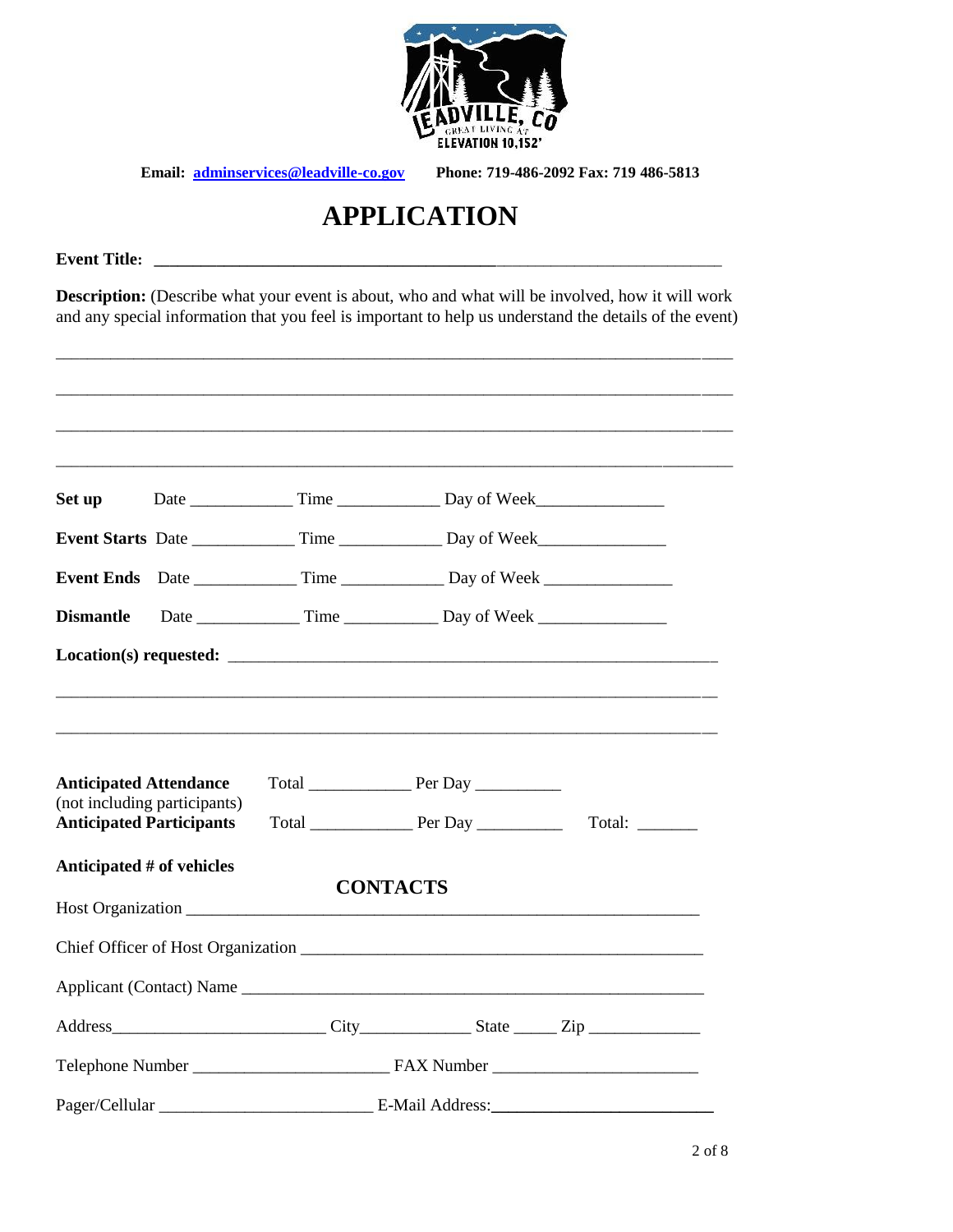**Email: adminservices@leadville-co.gov** **Phone: 719-486-2092 Fax: 719 486-5813**

# APPLICATION

**Event Title:** ___________________________________________________________________

**Description:** (Describe what your event is about, who and what will be involved, how it will work and any special information that you feel is important to help us understand the details of the event)

___________________________________________________________________________

___________________________________________________________________________

___________________________________________________________________________

___________________________________________________________________________

**Set up** Date ____________ Time ____________ Day of Week_______________

**Event Starts** Date ____________ Time ____________ Day of Week_______________

**Event Ends** Date ____________ Time ____________ Day of Week _______________

**Dismantle** Date ____________ Time ___________ Day of Week _______________

**Location(s) requested:** ___________________________________________________________

___________________________________________________________________________

___________________________________________________________________________

**Anticipated Attendance** (not including participants) Total ____________ Per Day __________

**Anticipated Participants** Total ____________ Per Day __________ Total: _______

**Anticipated # of vehicles**

## CONTACTS

Host Organization ______________________________________________________________

Chief Officer of Host Organization ________________________________________________

Applicant (Contact) Name _________________________________________________________

Address_________________________ City_____________ State _____ Zip _____________

Telephone Number _______________________ FAX Number ________________________

Pager/Cellular ________________________ E-Mail Address:__________________________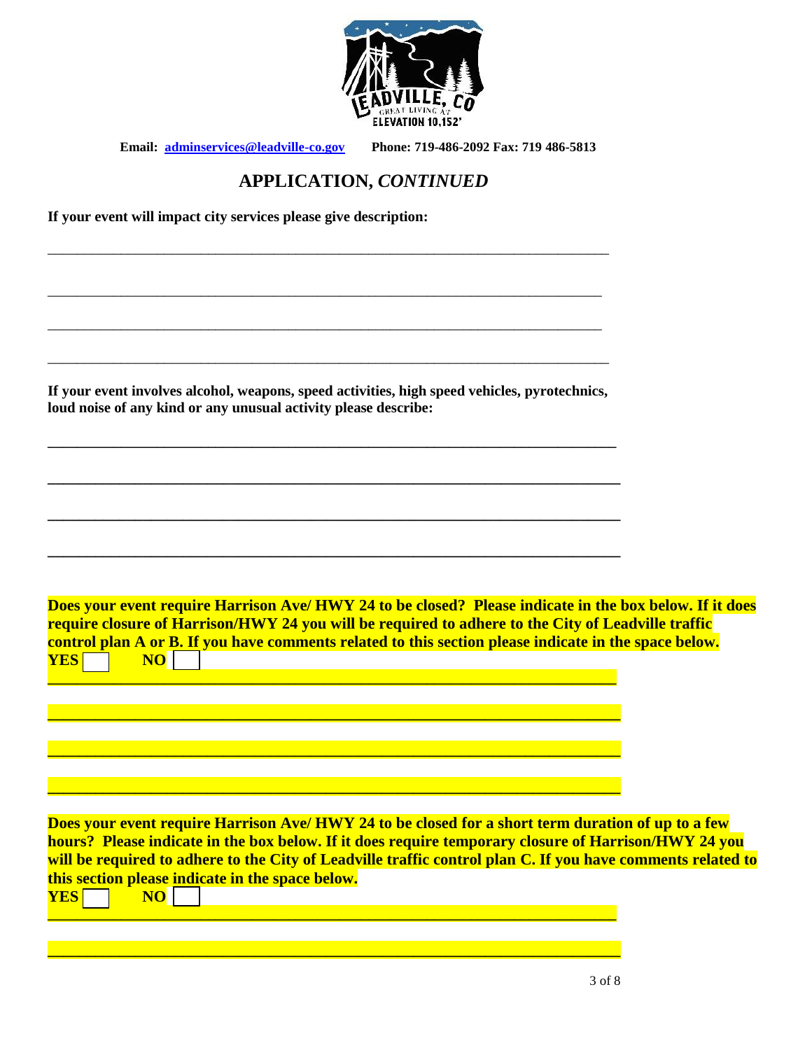Email: [adminservices@leadville-co.gov](mailto:adminservices@leadville-co.gov) Phone: 719-486-2092 Fax: 719 486-5813

## APPLICATION, *CONTINUED*

**If your event will impact city services please give description:**

\_\_\_\_\_\_\_\_\_\_\_\_\_\_\_\_\_\_\_\_\_\_\_\_\_\_\_\_\_\_\_\_\_\_\_\_\_\_\_\_\_\_\_\_\_\_\_\_\_\_\_\_\_\_\_\_\_\_\_\_\_\_\_\_\_\_\_\_\_\_

\_\_\_\_\_\_\_\_\_\_\_\_\_\_\_\_\_\_\_\_\_\_\_\_\_\_\_\_\_\_\_\_\_\_\_\_\_\_\_\_\_\_\_\_\_\_\_\_\_\_\_\_\_\_\_\_\_\_\_\_\_\_\_\_\_\_\_\_\_\_

\_\_\_\_\_\_\_\_\_\_\_\_\_\_\_\_\_\_\_\_\_\_\_\_\_\_\_\_\_\_\_\_\_\_\_\_\_\_\_\_\_\_\_\_\_\_\_\_\_\_\_\_\_\_\_\_\_\_\_\_\_\_\_\_\_\_\_\_\_\_

\_\_\_\_\_\_\_\_\_\_\_\_\_\_\_\_\_\_\_\_\_\_\_\_\_\_\_\_\_\_\_\_\_\_\_\_\_\_\_\_\_\_\_\_\_\_\_\_\_\_\_\_\_\_\_\_\_\_\_\_\_\_\_\_\_\_\_\_\_\_

**If your event involves alcohol, weapons, speed activities, high speed vehicles, pyrotechnics, loud noise of any kind or any unusual activity please describe:**

\_\_\_\_\_\_\_\_\_\_\_\_\_\_\_\_\_\_\_\_\_\_\_\_\_\_\_\_\_\_\_\_\_\_\_\_\_\_\_\_\_\_\_\_\_\_\_\_\_\_\_\_\_\_\_\_\_\_\_\_\_\_\_\_\_\_\_\_\_\_

\_\_\_\_\_\_\_\_\_\_\_\_\_\_\_\_\_\_\_\_\_\_\_\_\_\_\_\_\_\_\_\_\_\_\_\_\_\_\_\_\_\_\_\_\_\_\_\_\_\_\_\_\_\_\_\_\_\_\_\_\_\_\_\_\_\_\_\_\_\_

\_\_\_\_\_\_\_\_\_\_\_\_\_\_\_\_\_\_\_\_\_\_\_\_\_\_\_\_\_\_\_\_\_\_\_\_\_\_\_\_\_\_\_\_\_\_\_\_\_\_\_\_\_\_\_\_\_\_\_\_\_\_\_\_\_\_\_\_\_\_

\_\_\_\_\_\_\_\_\_\_\_\_\_\_\_\_\_\_\_\_\_\_\_\_\_\_\_\_\_\_\_\_\_\_\_\_\_\_\_\_\_\_\_\_\_\_\_\_\_\_\_\_\_\_\_\_\_\_\_\_\_\_\_\_\_\_\_\_\_\_

**Does your event require Harrison Ave/ HWY 24 to be closed? Please indicate in the box below. If it does require closure of Harrison/HWY 24 you will be required to adhere to the City of Leadville traffic control plan A or B. If you have comments related to this section please indicate in the space below.**

**YES** ☐ **NO** ☐

\_\_\_\_\_\_\_\_\_\_\_\_\_\_\_\_\_\_\_\_\_\_\_\_\_\_\_\_\_\_\_\_\_\_\_\_\_\_\_\_\_\_\_\_\_\_\_\_\_\_\_\_\_\_\_\_\_\_\_\_\_\_\_\_\_\_\_\_\_\_

\_\_\_\_\_\_\_\_\_\_\_\_\_\_\_\_\_\_\_\_\_\_\_\_\_\_\_\_\_\_\_\_\_\_\_\_\_\_\_\_\_\_\_\_\_\_\_\_\_\_\_\_\_\_\_\_\_\_\_\_\_\_\_\_\_\_\_\_\_\_

\_\_\_\_\_\_\_\_\_\_\_\_\_\_\_\_\_\_\_\_\_\_\_\_\_\_\_\_\_\_\_\_\_\_\_\_\_\_\_\_\_\_\_\_\_\_\_\_\_\_\_\_\_\_\_\_\_\_\_\_\_\_\_\_\_\_\_\_\_\_

\_\_\_\_\_\_\_\_\_\_\_\_\_\_\_\_\_\_\_\_\_\_\_\_\_\_\_\_\_\_\_\_\_\_\_\_\_\_\_\_\_\_\_\_\_\_\_\_\_\_\_\_\_\_\_\_\_\_\_\_\_\_\_\_\_\_\_\_\_\_

**Does your event require Harrison Ave/ HWY 24 to be closed for a short term duration of up to a few hours? Please indicate in the box below. If it does require temporary closure of Harrison/HWY 24 you will be required to adhere to the City of Leadville traffic control plan C. If you have comments related to this section please indicate in the space below.**

**YES** ☐ **NO** ☐

\_\_\_\_\_\_\_\_\_\_\_\_\_\_\_\_\_\_\_\_\_\_\_\_\_\_\_\_\_\_\_\_\_\_\_\_\_\_\_\_\_\_\_\_\_\_\_\_\_\_\_\_\_\_\_\_\_\_\_\_\_\_\_\_\_\_\_\_\_\_

\_\_\_\_\_\_\_\_\_\_\_\_\_\_\_\_\_\_\_\_\_\_\_\_\_\_\_\_\_\_\_\_\_\_\_\_\_\_\_\_\_\_\_\_\_\_\_\_\_\_\_\_\_\_\_\_\_\_\_\_\_\_\_\_\_\_\_\_\_\_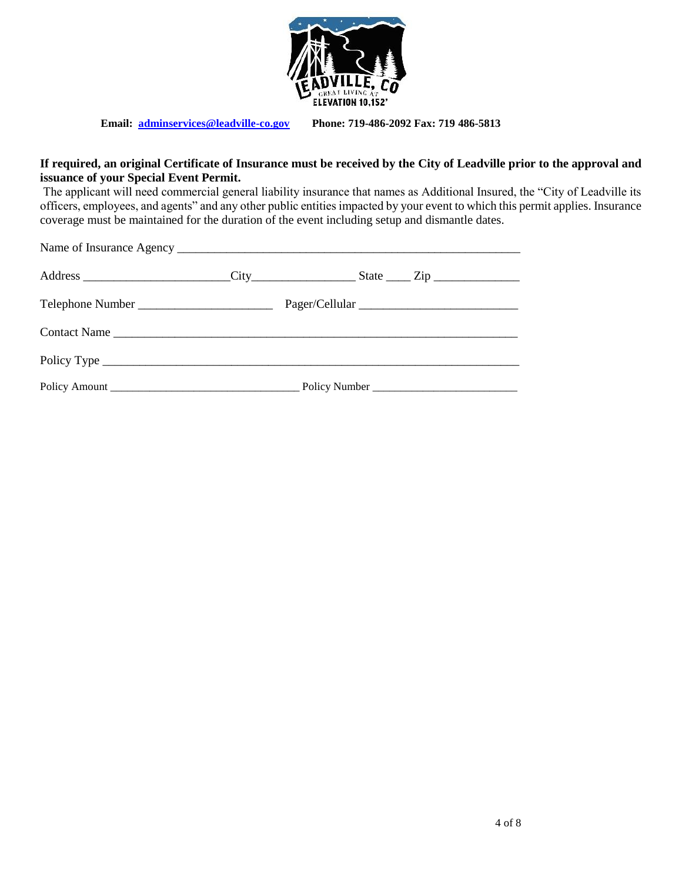**Email: adminservices@leadville-co.gov Phone: 719-486-2092 Fax: 719 486-5813**

**If required, an original Certificate of Insurance must be received by the City of Leadville prior to the approval and issuance of your Special Event Permit.**

The applicant will need commercial general liability insurance that names as Additional Insured, the "City of Leadville its officers, employees, and agents" and any other public entities impacted by your event to which this permit applies. Insurance coverage must be maintained for the duration of the event including setup and dismantle dates.

Name of Insurance Agency ____________________________________________________________

Address _________________________City_________________ State ____ Zip ______________

Telephone Number ______________________ Pager/Cellular __________________________

Contact Name _______________________________________________________________________

Policy Type _________________________________________________________________________

Policy Amount _________________________________ Policy Number __________________________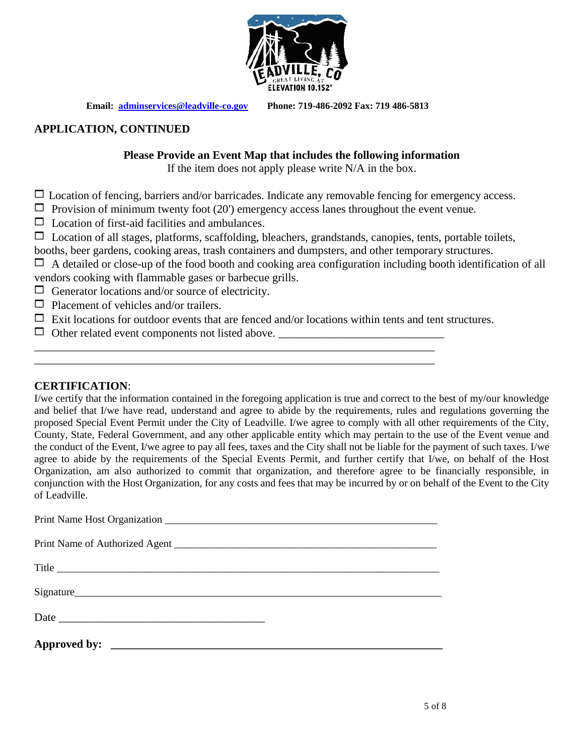**Email: adminservices@leadville-co.gov** **Phone: 719-486-2092 Fax: 719 486-5813**

## APPLICATION, CONTINUED

**Please Provide an Event Map that includes the following information**

If the item does not apply please write N/A in the box.

- ☐ Location of fencing, barriers and/or barricades. Indicate any removable fencing for emergency access.
- ☐ Provision of minimum twenty foot (20') emergency access lanes throughout the event venue.
- ☐ Location of first-aid facilities and ambulances.
- ☐ Location of all stages, platforms, scaffolding, bleachers, grandstands, canopies, tents, portable toilets, booths, beer gardens, cooking areas, trash containers and dumpsters, and other temporary structures.
- ☐ A detailed or close-up of the food booth and cooking area configuration including booth identification of all vendors cooking with flammable gases or barbecue grills.
- ☐ Generator locations and/or source of electricity.
- ☐ Placement of vehicles and/or trailers.
- ☐ Exit locations for outdoor events that are fenced and/or locations within tents and tent structures.
- ☐ Other related event components not listed above. ______________________________

______________________________________________________________________

______________________________________________________________________

## CERTIFICATION:

I/we certify that the information contained in the foregoing application is true and correct to the best of my/our knowledge and belief that I/we have read, understand and agree to abide by the requirements, rules and regulations governing the proposed Special Event Permit under the City of Leadville. I/we agree to comply with all other requirements of the City, County, State, Federal Government, and any other applicable entity which may pertain to the use of the Event venue and the conduct of the Event, I/we agree to pay all fees, taxes and the City shall not be liable for the payment of such taxes. I/we agree to abide by the requirements of the Special Events Permit, and further certify that I/we, on behalf of the Host Organization, am also authorized to commit that organization, and therefore agree to be financially responsible, in conjunction with the Host Organization, for any costs and fees that may be incurred by or on behalf of the Event to the City of Leadville.

Print Name Host Organization ______________________________________________________

Print Name of Authorized Agent ____________________________________________________

Title ______________________________________________________________________

Signature___________________________________________________________________

Date ______________________________________

**Approved by: ______________________________________________________________**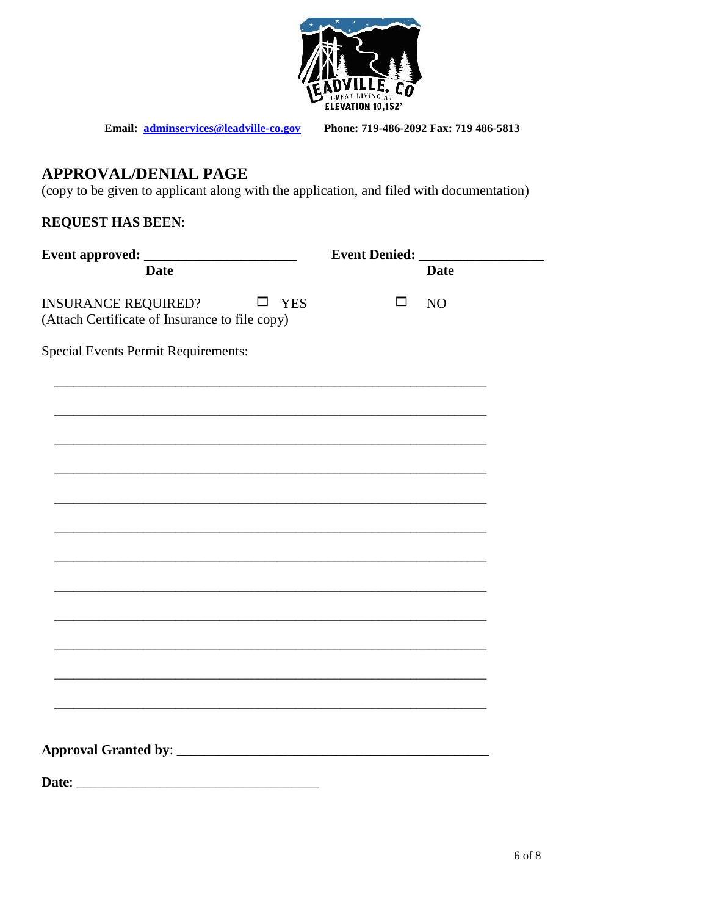**Email: adminservices@leadville-co.gov** **Phone: 719-486-2092 Fax: 719 486-5813**

## APPROVAL/DENIAL PAGE

(copy to be given to applicant along with the application, and filed with documentation)

**REQUEST HAS BEEN**:

**Event approved: ______________________** **Event Denied: __________________**

**Date** **Date**

INSURANCE REQUIRED? ☐ YES ☐ NO

(Attach Certificate of Insurance to file copy)

Special Events Permit Requirements:

_________________________________________________________________

_________________________________________________________________

_________________________________________________________________

_________________________________________________________________

_________________________________________________________________

_________________________________________________________________

_________________________________________________________________

_________________________________________________________________

_________________________________________________________________

_________________________________________________________________

_________________________________________________________________

_________________________________________________________________

**Approval Granted by**: ______________________________________________

**Date**: ___________________________________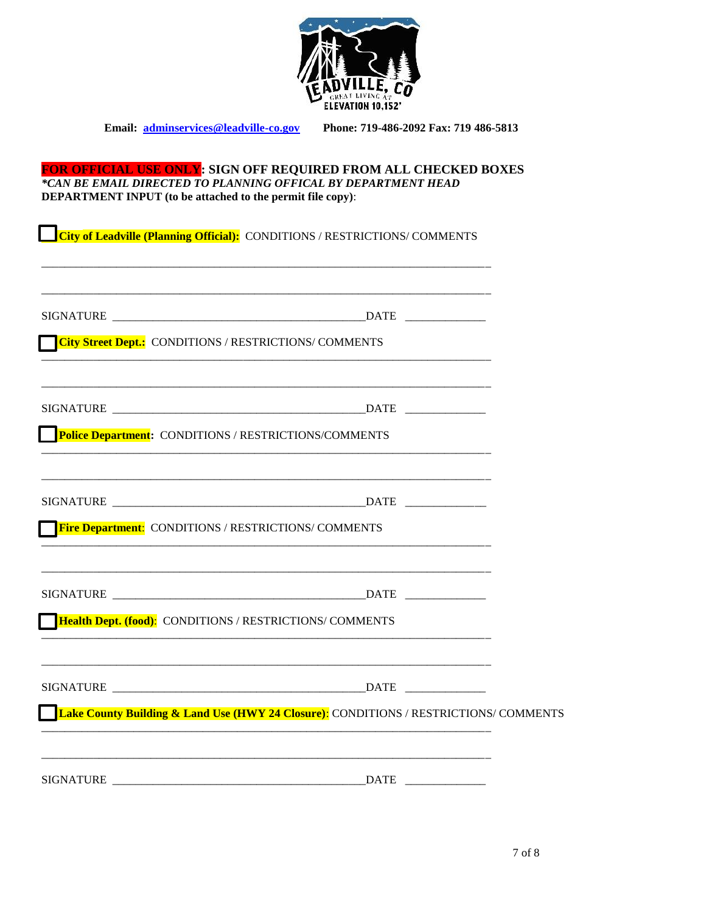**Email: adminservices@leadville-co.gov**   **Phone: 719-486-2092 Fax: 719 486-5813**

**FOR OFFICIAL USE ONLY: SIGN OFF REQUIRED FROM ALL CHECKED BOXES**
***\*CAN BE EMAIL DIRECTED TO PLANNING OFFICAL BY DEPARTMENT HEAD***
**DEPARTMENT INPUT (to be attached to the permit file copy)**:

☐ **City of Leadville (Planning Official):** CONDITIONS / RESTRICTIONS/ COMMENTS

_______________________________________________________________________________

_______________________________________________________________________________

SIGNATURE ____________________________________________DATE ______________

☐ **City Street Dept.:** CONDITIONS / RESTRICTIONS/ COMMENTS

_______________________________________________________________________________

_______________________________________________________________________________

SIGNATURE ____________________________________________DATE ______________

☐ **Police Department:** CONDITIONS / RESTRICTIONS/COMMENTS

_______________________________________________________________________________

_______________________________________________________________________________

SIGNATURE ____________________________________________DATE ______________

☐ **Fire Department:** CONDITIONS / RESTRICTIONS/ COMMENTS

_______________________________________________________________________________

_______________________________________________________________________________

SIGNATURE ____________________________________________DATE ______________

☐ **Health Dept. (food):** CONDITIONS / RESTRICTIONS/ COMMENTS

_______________________________________________________________________________

_______________________________________________________________________________

SIGNATURE ____________________________________________DATE ______________

☐ **Lake County Building & Land Use (HWY 24 Closure):** CONDITIONS / RESTRICTIONS/ COMMENTS

_______________________________________________________________________________

_______________________________________________________________________________

SIGNATURE ____________________________________________DATE ______________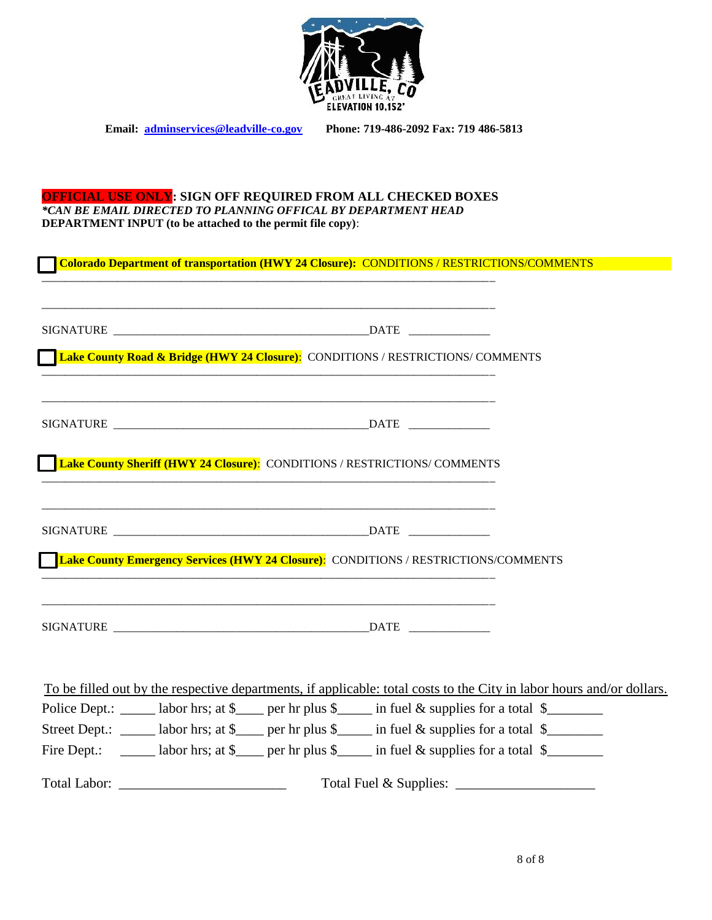**Email: adminservices@leadville-co.gov** **Phone: 719-486-2092 Fax: 719 486-5813**

**OFFICIAL USE ONLY: SIGN OFF REQUIRED FROM ALL CHECKED BOXES**
***\*CAN BE EMAIL DIRECTED TO PLANNING OFFICAL BY DEPARTMENT HEAD***
**DEPARTMENT INPUT (to be attached to the permit file copy)**:

☐ **Colorado Department of transportation (HWY 24 Closure):** CONDITIONS / RESTRICTIONS/COMMENTS

_______________________________________________________________________________

_______________________________________________________________________________

SIGNATURE ____________________________________________DATE ______________

☐ **Lake County Road & Bridge (HWY 24 Closure)**: CONDITIONS / RESTRICTIONS/ COMMENTS

_______________________________________________________________________________

_______________________________________________________________________________

SIGNATURE ____________________________________________DATE ______________

☐ **Lake County Sheriff (HWY 24 Closure)**: CONDITIONS / RESTRICTIONS/ COMMENTS

_______________________________________________________________________________

_______________________________________________________________________________

SIGNATURE ____________________________________________DATE ______________

☐ **Lake County Emergency Services (HWY 24 Closure)**: CONDITIONS / RESTRICTIONS/COMMENTS

_______________________________________________________________________________

_______________________________________________________________________________

SIGNATURE ____________________________________________DATE ______________

To be filled out by the respective departments, if applicable: total costs to the City in labor hours and/or dollars.

Police Dept.: _____ labor hrs; at $____ per hr plus $_____ in fuel & supplies for a total $________

Street Dept.: _____ labor hrs; at $____ per hr plus $_____ in fuel & supplies for a total $________

Fire Dept.: _____ labor hrs; at $____ per hr plus $_____ in fuel & supplies for a total $________

Total Labor: ________________________ Total Fuel & Supplies: ____________________